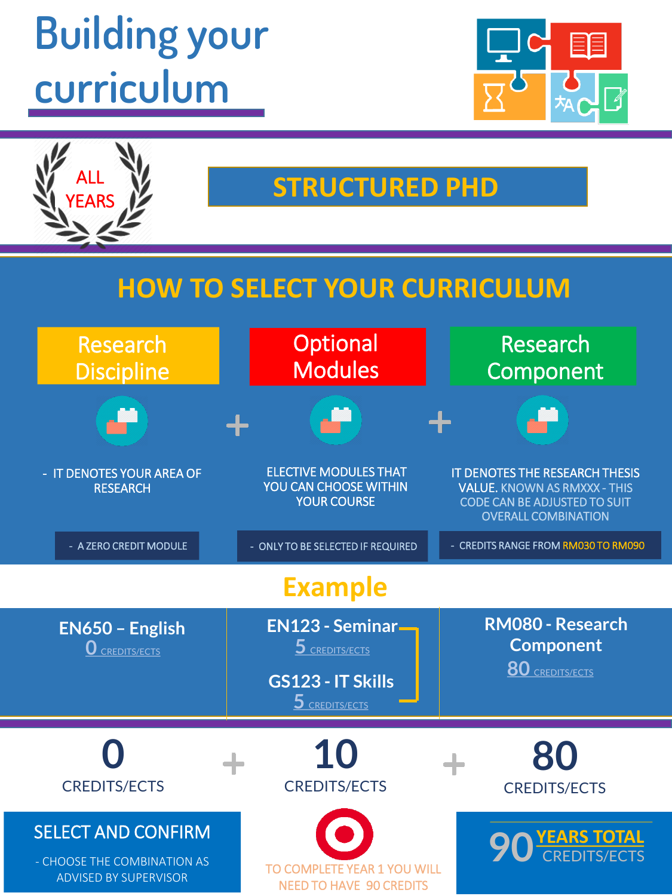# Building your curriculum

ALL YEARS

## STRUCTURED PHD

## HOW TO SELECT YOUR CURRICULUM

| Research Discipline | | Optional Modules | | Research Component |
| --- | --- | --- | --- | --- |
| - IT DENOTES YOUR AREA OF RESEARCH | + | ELECTIVE MODULES THAT YOU CAN CHOOSE WITHIN YOUR COURSE | + | IT DENOTES THE RESEARCH THESIS VALUE. KNOWN AS RMXXX - THIS CODE CAN BE ADJUSTED TO SUIT OVERALL COMBINATION |
| - A ZERO CREDIT MODULE | | - ONLY TO BE SELECTED IF REQUIRED | | - CREDITS RANGE FROM RM030 TO RM090 |

## Example

| EN650 – English | EN123 - Seminar | RM080 - Research Component |
| --- | --- | --- |
| 0 CREDITS/ECTS | 5 CREDITS/ECTS | 80 CREDITS/ECTS |
| | GS123 - IT Skills | |
| | 5 CREDITS/ECTS | |

**0** CREDITS/ECTS + **10** CREDITS/ECTS + **80** CREDITS/ECTS

**SELECT AND CONFIRM**

- CHOOSE THE COMBINATION AS ADVISED BY SUPERVISOR

TO COMPLETE YEAR 1 YOU WILL NEED TO HAVE 90 CREDITS

**90** YEARS TOTAL CREDITS/ECTS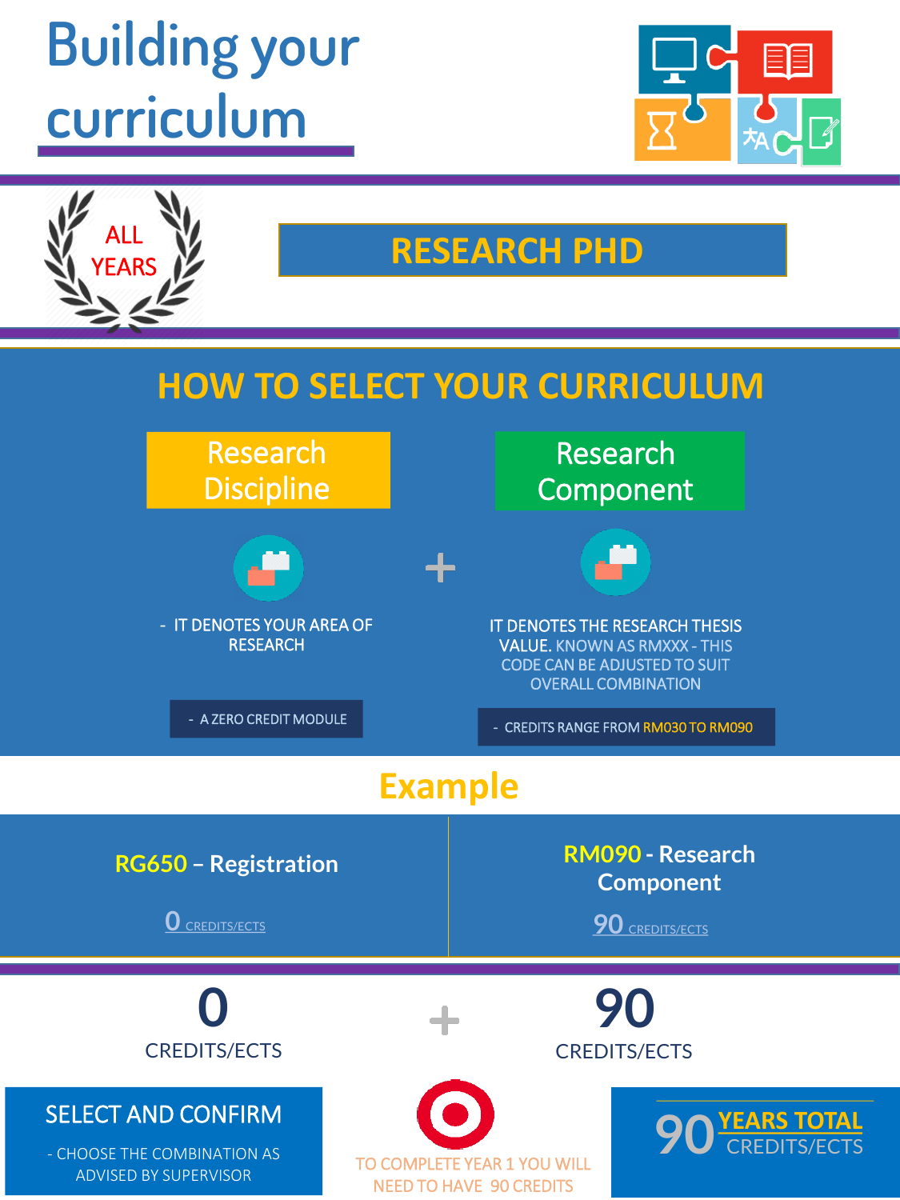# Building your curriculum

ALL YEARS

## RESEARCH PHD

## HOW TO SELECT YOUR CURRICULUM

| Research Discipline | + | Research Component |
|---|---|---|
| - IT DENOTES YOUR AREA OF RESEARCH | | IT DENOTES THE RESEARCH THESIS VALUE. KNOWN AS RMXXX - THIS CODE CAN BE ADJUSTED TO SUIT OVERALL COMBINATION |
| - A ZERO CREDIT MODULE | | - CREDITS RANGE FROM RM030 TO RM090 |

## Example

| RG650 – Registration | RM090 - Research Component |
|---|---|
| 0 CREDITS/ECTS | 90 CREDITS/ECTS |

**0** CREDITS/ECTS + **90** CREDITS/ECTS

**SELECT AND CONFIRM**

- CHOOSE THE COMBINATION AS ADVISED BY SUPERVISOR

TO COMPLETE YEAR 1 YOU WILL NEED TO HAVE 90 CREDITS

**90** YEARS TOTAL CREDITS/ECTS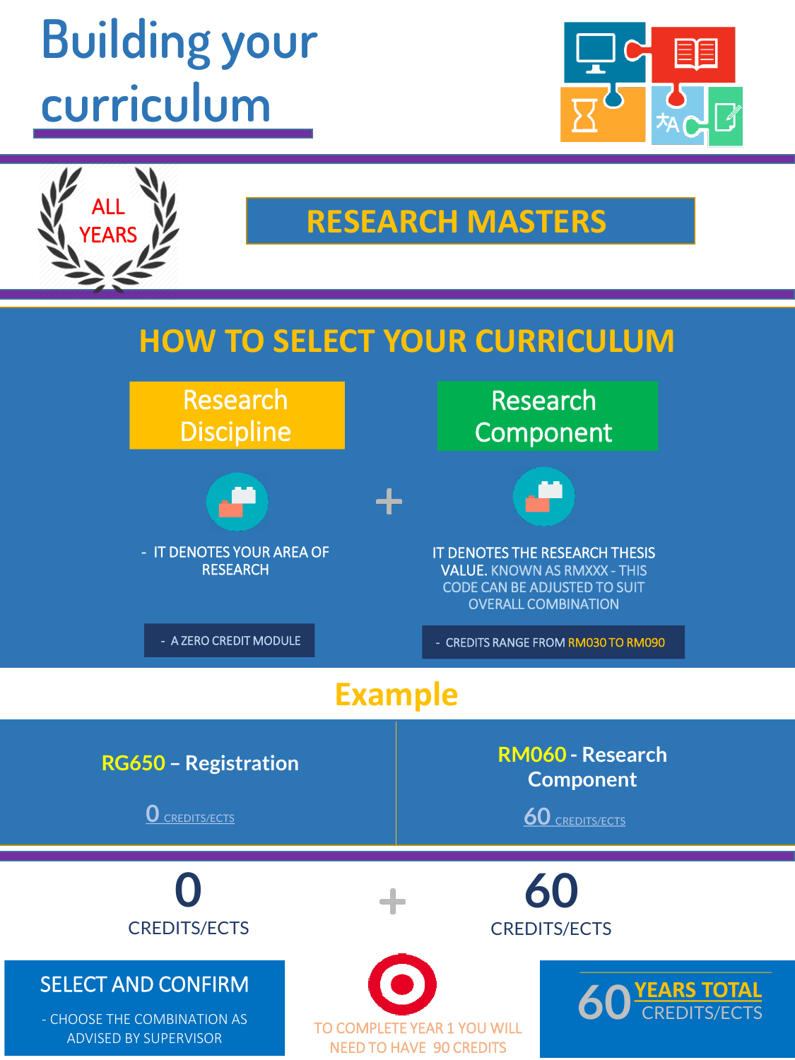# Building your curriculum

ALL YEARS

## RESEARCH MASTERS

## HOW TO SELECT YOUR CURRICULUM

**Research Discipline**

- IT DENOTES YOUR AREA OF RESEARCH

- A ZERO CREDIT MODULE

+

**Research Component**

IT DENOTES THE RESEARCH THESIS VALUE. KNOWN AS RMXXX - THIS CODE CAN BE ADJUSTED TO SUIT OVERALL COMBINATION

- CREDITS RANGE FROM RM030 TO RM090

## Example

| | |
|---|---|
| **RG650 – Registration**<br><br>0 CREDITS/ECTS | **RM060 - Research Component**<br><br>60 CREDITS/ECTS |

**0** CREDITS/ECTS + **60** CREDITS/ECTS

**SELECT AND CONFIRM**

- CHOOSE THE COMBINATION AS ADVISED BY SUPERVISOR

TO COMPLETE YEAR 1 YOU WILL NEED TO HAVE 90 CREDITS

**60** YEARS TOTAL CREDITS/ECTS